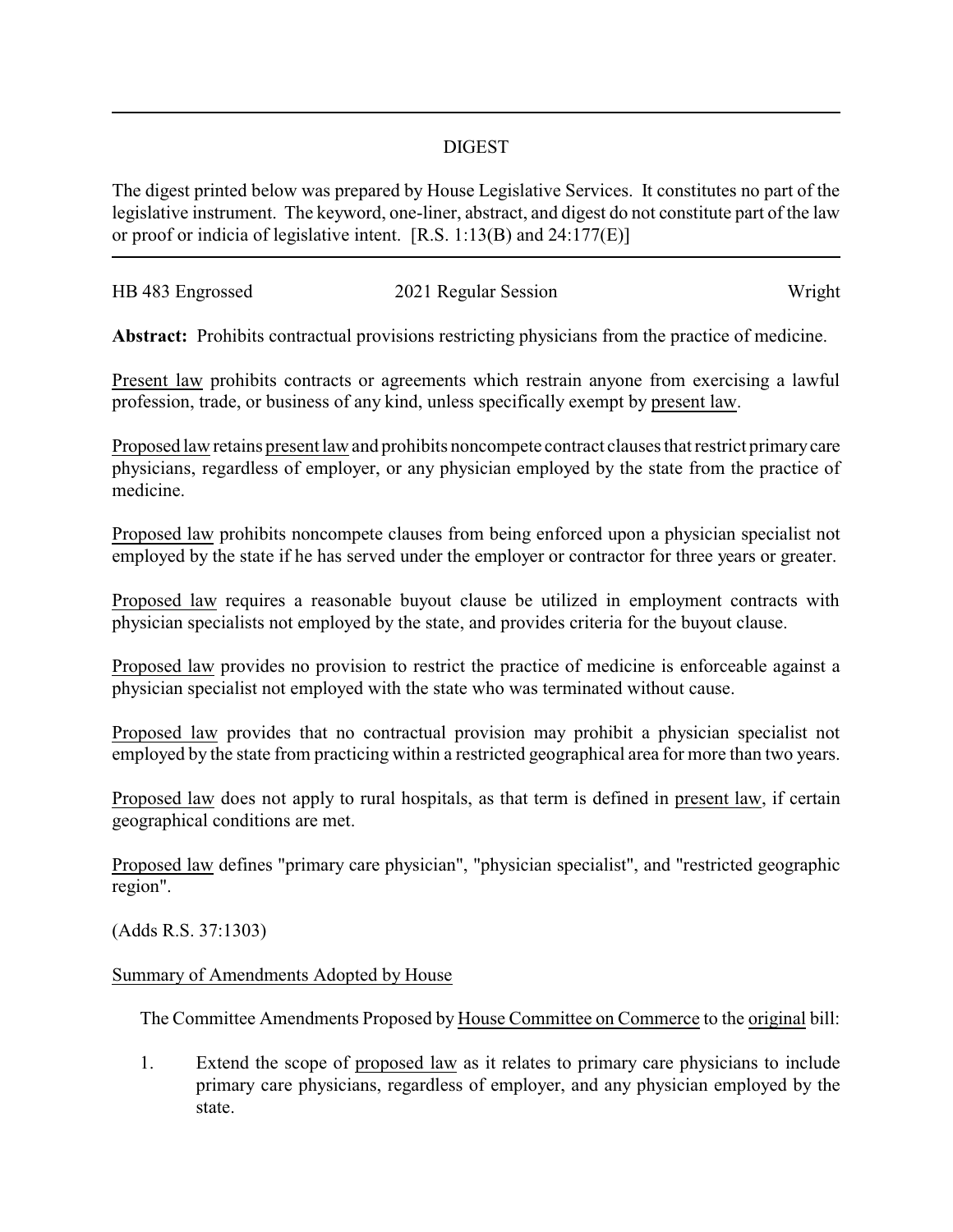## DIGEST

The digest printed below was prepared by House Legislative Services. It constitutes no part of the legislative instrument. The keyword, one-liner, abstract, and digest do not constitute part of the law or proof or indicia of legislative intent. [R.S. 1:13(B) and 24:177(E)]

HB 483 Engrossed — 2021 Regular Session — Wright

**Abstract:** Prohibits contractual provisions restricting physicians from the practice of medicine.

Present law prohibits contracts or agreements which restrain anyone from exercising a lawful profession, trade, or business of any kind, unless specifically exempt by present law.

Proposed law retains present law and prohibits noncompete contract clauses that restrict primary care physicians, regardless of employer, or any physician employed by the state from the practice of medicine.

Proposed law prohibits noncompete clauses from being enforced upon a physician specialist not employed by the state if he has served under the employer or contractor for three years or greater.

Proposed law requires a reasonable buyout clause be utilized in employment contracts with physician specialists not employed by the state, and provides criteria for the buyout clause.

Proposed law provides no provision to restrict the practice of medicine is enforceable against a physician specialist not employed with the state who was terminated without cause.

Proposed law provides that no contractual provision may prohibit a physician specialist not employed by the state from practicing within a restricted geographical area for more than two years.

Proposed law does not apply to rural hospitals, as that term is defined in present law, if certain geographical conditions are met.

Proposed law defines "primary care physician", "physician specialist", and "restricted geographic region".

(Adds R.S. 37:1303)

Summary of Amendments Adopted by House

The Committee Amendments Proposed by House Committee on Commerce to the original bill:

1. Extend the scope of proposed law as it relates to primary care physicians to include primary care physicians, regardless of employer, and any physician employed by the state.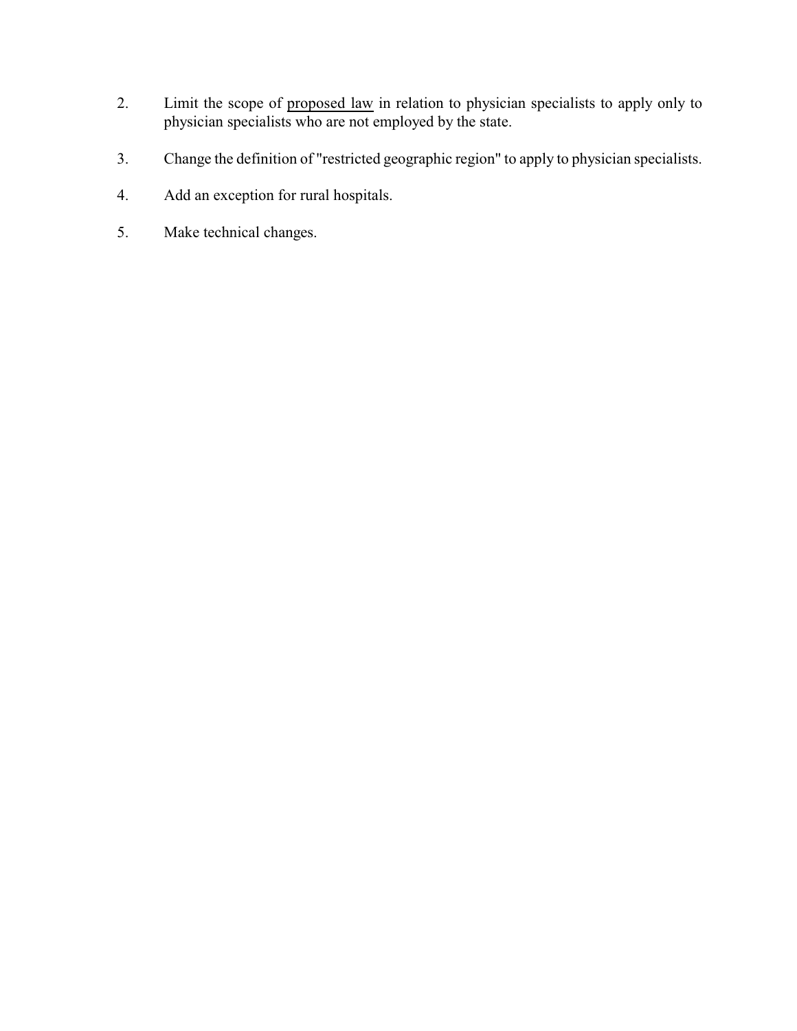2. Limit the scope of proposed law in relation to physician specialists to apply only to physician specialists who are not employed by the state.

3. Change the definition of "restricted geographic region" to apply to physician specialists.

4. Add an exception for rural hospitals.

5. Make technical changes.